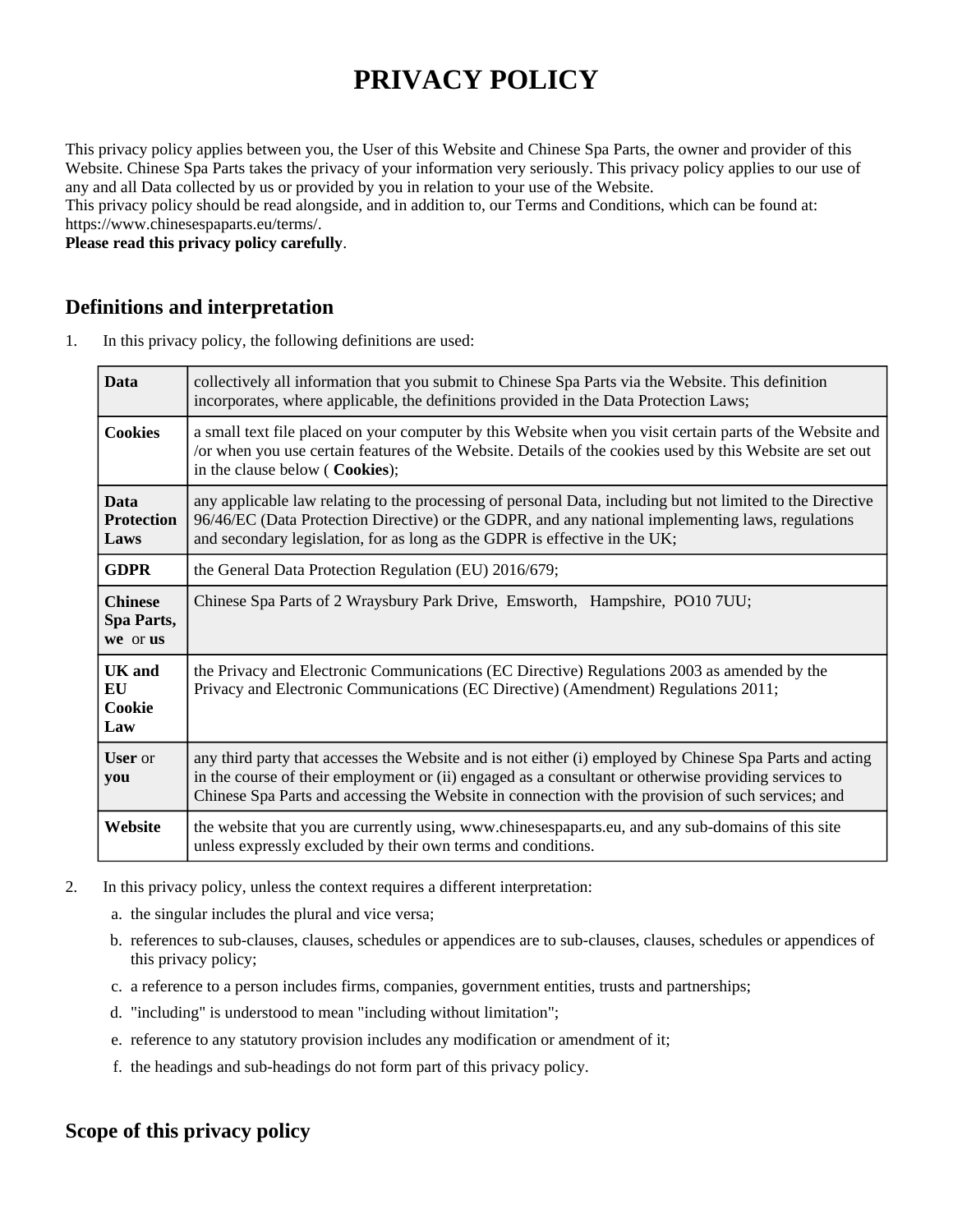# PRIVACY POLICY

This privacy policy applies between you, the User of this Website and Chinese Spa Parts, the owner and provider of this Website. Chinese Spa Parts takes the privacy of your information very seriously. This privacy policy applies to our use of any and all Data collected by us or provided by you in relation to your use of the Website.

This privacy policy should be read alongside, and in addition to, our Terms and Conditions, which can be found at: https://www.chinesespaparts.eu/terms/.

**Please read this privacy policy carefully**.

## Definitions and interpretation

1. In this privacy policy, the following definitions are used:

| | |
|---|---|
| **Data** | collectively all information that you submit to Chinese Spa Parts via the Website. This definition incorporates, where applicable, the definitions provided in the Data Protection Laws; |
| **Cookies** | a small text file placed on your computer by this Website when you visit certain parts of the Website and /or when you use certain features of the Website. Details of the cookies used by this Website are set out in the clause below ( **Cookies**); |
| **Data Protection Laws** | any applicable law relating to the processing of personal Data, including but not limited to the Directive 96/46/EC (Data Protection Directive) or the GDPR, and any national implementing laws, regulations and secondary legislation, for as long as the GDPR is effective in the UK; |
| **GDPR** | the General Data Protection Regulation (EU) 2016/679; |
| **Chinese Spa Parts, we** or **us** | Chinese Spa Parts of 2 Wraysbury Park Drive, Emsworth, Hampshire, PO10 7UU; |
| **UK and EU Cookie Law** | the Privacy and Electronic Communications (EC Directive) Regulations 2003 as amended by the Privacy and Electronic Communications (EC Directive) (Amendment) Regulations 2011; |
| **User** or **you** | any third party that accesses the Website and is not either (i) employed by Chinese Spa Parts and acting in the course of their employment or (ii) engaged as a consultant or otherwise providing services to Chinese Spa Parts and accessing the Website in connection with the provision of such services; and |
| **Website** | the website that you are currently using, www.chinesespaparts.eu, and any sub-domains of this site unless expressly excluded by their own terms and conditions. |

2. In this privacy policy, unless the context requires a different interpretation:
   a. the singular includes the plural and vice versa;
   b. references to sub-clauses, clauses, schedules or appendices are to sub-clauses, clauses, schedules or appendices of this privacy policy;
   c. a reference to a person includes firms, companies, government entities, trusts and partnerships;
   d. "including" is understood to mean "including without limitation";
   e. reference to any statutory provision includes any modification or amendment of it;
   f. the headings and sub-headings do not form part of this privacy policy.

## Scope of this privacy policy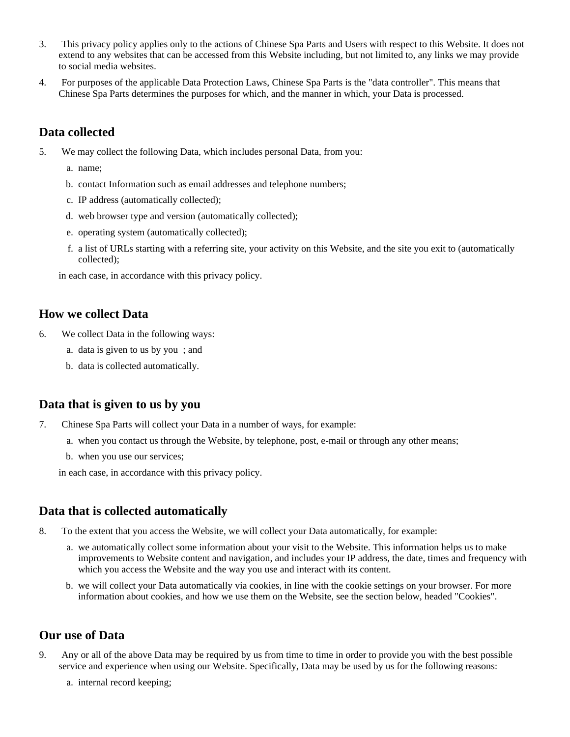3. This privacy policy applies only to the actions of Chinese Spa Parts and Users with respect to this Website. It does not extend to any websites that can be accessed from this Website including, but not limited to, any links we may provide to social media websites.
4. For purposes of the applicable Data Protection Laws, Chinese Spa Parts is the "data controller". This means that Chinese Spa Parts determines the purposes for which, and the manner in which, your Data is processed.

## Data collected

5. We may collect the following Data, which includes personal Data, from you:
   a. name;
   b. contact Information such as email addresses and telephone numbers;
   c. IP address (automatically collected);
   d. web browser type and version (automatically collected);
   e. operating system (automatically collected);
   f. a list of URLs starting with a referring site, your activity on this Website, and the site you exit to (automatically collected);

   in each case, in accordance with this privacy policy.

## How we collect Data

6. We collect Data in the following ways:
   a. data is given to us by you ; and
   b. data is collected automatically.

## Data that is given to us by you

7. Chinese Spa Parts will collect your Data in a number of ways, for example:
   a. when you contact us through the Website, by telephone, post, e-mail or through any other means;
   b. when you use our services;

   in each case, in accordance with this privacy policy.

## Data that is collected automatically

8. To the extent that you access the Website, we will collect your Data automatically, for example:
   a. we automatically collect some information about your visit to the Website. This information helps us to make improvements to Website content and navigation, and includes your IP address, the date, times and frequency with which you access the Website and the way you use and interact with its content.
   b. we will collect your Data automatically via cookies, in line with the cookie settings on your browser. For more information about cookies, and how we use them on the Website, see the section below, headed "Cookies".

## Our use of Data

9. Any or all of the above Data may be required by us from time to time in order to provide you with the best possible service and experience when using our Website. Specifically, Data may be used by us for the following reasons:
   a. internal record keeping;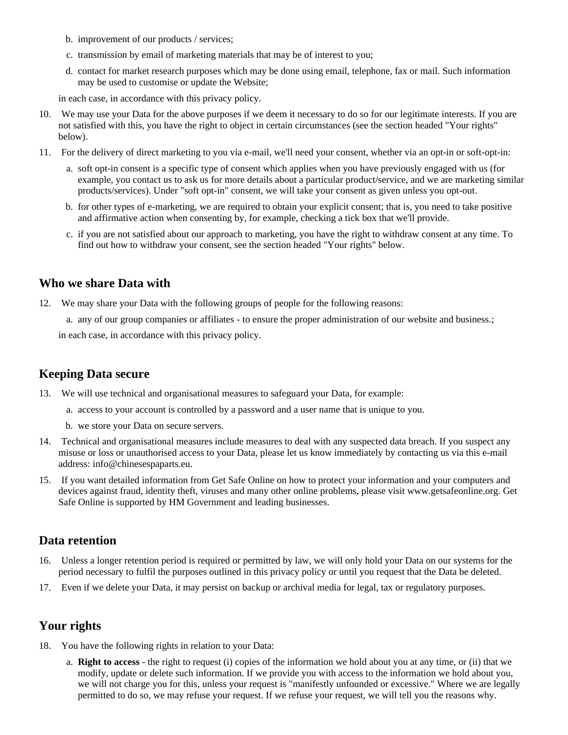b. improvement of our products / services;
c. transmission by email of marketing materials that may be of interest to you;
d. contact for market research purposes which may be done using email, telephone, fax or mail. Such information may be used to customise or update the Website;

in each case, in accordance with this privacy policy.

10. We may use your Data for the above purposes if we deem it necessary to do so for our legitimate interests. If you are not satisfied with this, you have the right to object in certain circumstances (see the section headed "Your rights" below).
11. For the delivery of direct marketing to you via e-mail, we'll need your consent, whether via an opt-in or soft-opt-in:
    a. soft opt-in consent is a specific type of consent which applies when you have previously engaged with us (for example, you contact us to ask us for more details about a particular product/service, and we are marketing similar products/services). Under "soft opt-in" consent, we will take your consent as given unless you opt-out.
    b. for other types of e-marketing, we are required to obtain your explicit consent; that is, you need to take positive and affirmative action when consenting by, for example, checking a tick box that we'll provide.
    c. if you are not satisfied about our approach to marketing, you have the right to withdraw consent at any time. To find out how to withdraw your consent, see the section headed "Your rights" below.

## Who we share Data with

12. We may share your Data with the following groups of people for the following reasons:
    a. any of our group companies or affiliates - to ensure the proper administration of our website and business.;

    in each case, in accordance with this privacy policy.

## Keeping Data secure

13. We will use technical and organisational measures to safeguard your Data, for example:
    a. access to your account is controlled by a password and a user name that is unique to you.
    b. we store your Data on secure servers.
14. Technical and organisational measures include measures to deal with any suspected data breach. If you suspect any misuse or loss or unauthorised access to your Data, please let us know immediately by contacting us via this e-mail address: info@chinesespaparts.eu.
15. If you want detailed information from Get Safe Online on how to protect your information and your computers and devices against fraud, identity theft, viruses and many other online problems, please visit www.getsafeonline.org. Get Safe Online is supported by HM Government and leading businesses.

## Data retention

16. Unless a longer retention period is required or permitted by law, we will only hold your Data on our systems for the period necessary to fulfil the purposes outlined in this privacy policy or until you request that the Data be deleted.
17. Even if we delete your Data, it may persist on backup or archival media for legal, tax or regulatory purposes.

## Your rights

18. You have the following rights in relation to your Data:
    a. **Right to access** - the right to request (i) copies of the information we hold about you at any time, or (ii) that we modify, update or delete such information. If we provide you with access to the information we hold about you, we will not charge you for this, unless your request is "manifestly unfounded or excessive." Where we are legally permitted to do so, we may refuse your request. If we refuse your request, we will tell you the reasons why.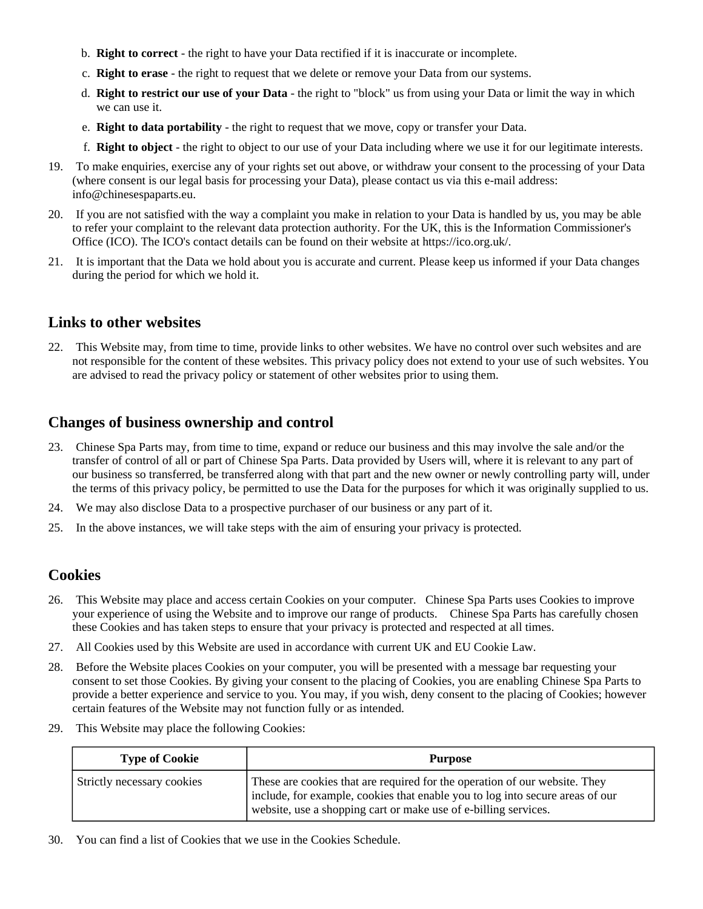b. **Right to correct** - the right to have your Data rectified if it is inaccurate or incomplete.

c. **Right to erase** - the right to request that we delete or remove your Data from our systems.

d. **Right to restrict our use of your Data** - the right to "block" us from using your Data or limit the way in which we can use it.

e. **Right to data portability** - the right to request that we move, copy or transfer your Data.

f. **Right to object** - the right to object to our use of your Data including where we use it for our legitimate interests.

19. To make enquiries, exercise any of your rights set out above, or withdraw your consent to the processing of your Data (where consent is our legal basis for processing your Data), please contact us via this e-mail address: info@chinesespaparts.eu.

20. If you are not satisfied with the way a complaint you make in relation to your Data is handled by us, you may be able to refer your complaint to the relevant data protection authority. For the UK, this is the Information Commissioner's Office (ICO). The ICO's contact details can be found on their website at https://ico.org.uk/.

21. It is important that the Data we hold about you is accurate and current. Please keep us informed if your Data changes during the period for which we hold it.

## Links to other websites

22. This Website may, from time to time, provide links to other websites. We have no control over such websites and are not responsible for the content of these websites. This privacy policy does not extend to your use of such websites. You are advised to read the privacy policy or statement of other websites prior to using them.

## Changes of business ownership and control

23. Chinese Spa Parts may, from time to time, expand or reduce our business and this may involve the sale and/or the transfer of control of all or part of Chinese Spa Parts. Data provided by Users will, where it is relevant to any part of our business so transferred, be transferred along with that part and the new owner or newly controlling party will, under the terms of this privacy policy, be permitted to use the Data for the purposes for which it was originally supplied to us.

24. We may also disclose Data to a prospective purchaser of our business or any part of it.

25. In the above instances, we will take steps with the aim of ensuring your privacy is protected.

## Cookies

26. This Website may place and access certain Cookies on your computer. Chinese Spa Parts uses Cookies to improve your experience of using the Website and to improve our range of products. Chinese Spa Parts has carefully chosen these Cookies and has taken steps to ensure that your privacy is protected and respected at all times.

27. All Cookies used by this Website are used in accordance with current UK and EU Cookie Law.

28. Before the Website places Cookies on your computer, you will be presented with a message bar requesting your consent to set those Cookies. By giving your consent to the placing of Cookies, you are enabling Chinese Spa Parts to provide a better experience and service to you. You may, if you wish, deny consent to the placing of Cookies; however certain features of the Website may not function fully or as intended.

29. This Website may place the following Cookies:

| Type of Cookie | Purpose |
| --- | --- |
| Strictly necessary cookies | These are cookies that are required for the operation of our website. They include, for example, cookies that enable you to log into secure areas of our website, use a shopping cart or make use of e-billing services. |

30. You can find a list of Cookies that we use in the Cookies Schedule.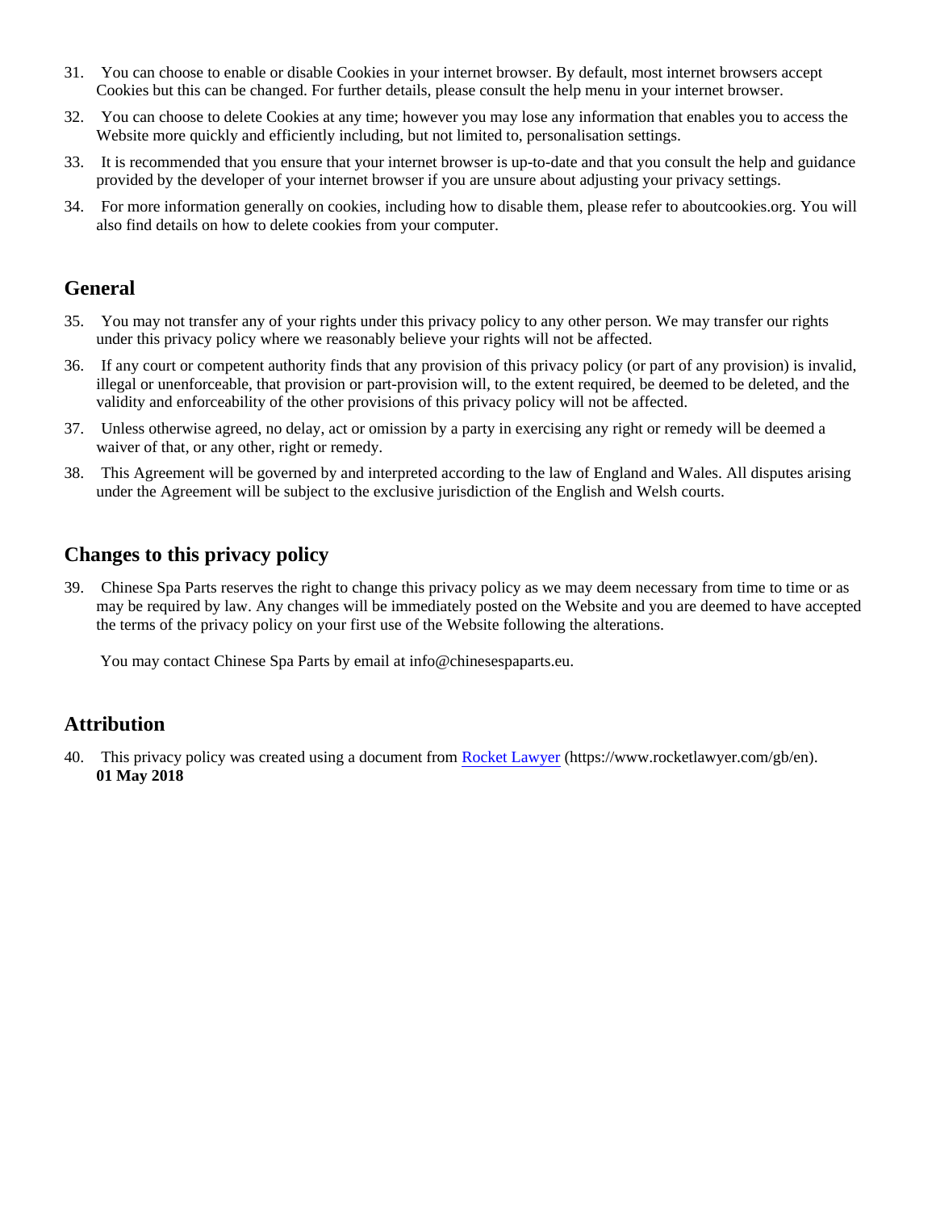31. You can choose to enable or disable Cookies in your internet browser. By default, most internet browsers accept Cookies but this can be changed. For further details, please consult the help menu in your internet browser.
32. You can choose to delete Cookies at any time; however you may lose any information that enables you to access the Website more quickly and efficiently including, but not limited to, personalisation settings.
33. It is recommended that you ensure that your internet browser is up-to-date and that you consult the help and guidance provided by the developer of your internet browser if you are unsure about adjusting your privacy settings.
34. For more information generally on cookies, including how to disable them, please refer to aboutcookies.org. You will also find details on how to delete cookies from your computer.

## General

35. You may not transfer any of your rights under this privacy policy to any other person. We may transfer our rights under this privacy policy where we reasonably believe your rights will not be affected.
36. If any court or competent authority finds that any provision of this privacy policy (or part of any provision) is invalid, illegal or unenforceable, that provision or part-provision will, to the extent required, be deemed to be deleted, and the validity and enforceability of the other provisions of this privacy policy will not be affected.
37. Unless otherwise agreed, no delay, act or omission by a party in exercising any right or remedy will be deemed a waiver of that, or any other, right or remedy.
38. This Agreement will be governed by and interpreted according to the law of England and Wales. All disputes arising under the Agreement will be subject to the exclusive jurisdiction of the English and Welsh courts.

## Changes to this privacy policy

39. Chinese Spa Parts reserves the right to change this privacy policy as we may deem necessary from time to time or as may be required by law. Any changes will be immediately posted on the Website and you are deemed to have accepted the terms of the privacy policy on your first use of the Website following the alterations.

    You may contact Chinese Spa Parts by email at info@chinesespaparts.eu.

## Attribution

40. This privacy policy was created using a document from [Rocket Lawyer](https://www.rocketlawyer.com/gb/en) (https://www.rocketlawyer.com/gb/en).
    **01 May 2018**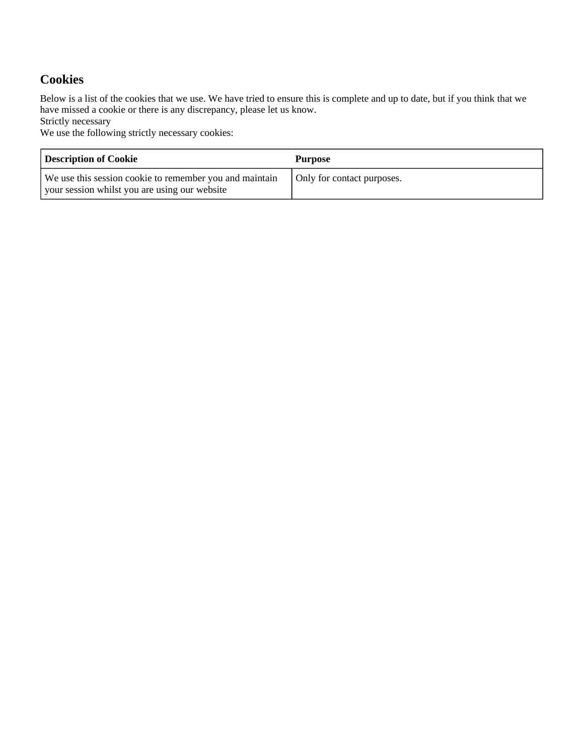## Cookies

Below is a list of the cookies that we use. We have tried to ensure this is complete and up to date, but if you think that we have missed a cookie or there is any discrepancy, please let us know.
Strictly necessary
We use the following strictly necessary cookies:

| Description of Cookie | Purpose |
|---|---|
| We use this session cookie to remember you and maintain your session whilst you are using our website | Only for contact purposes. |